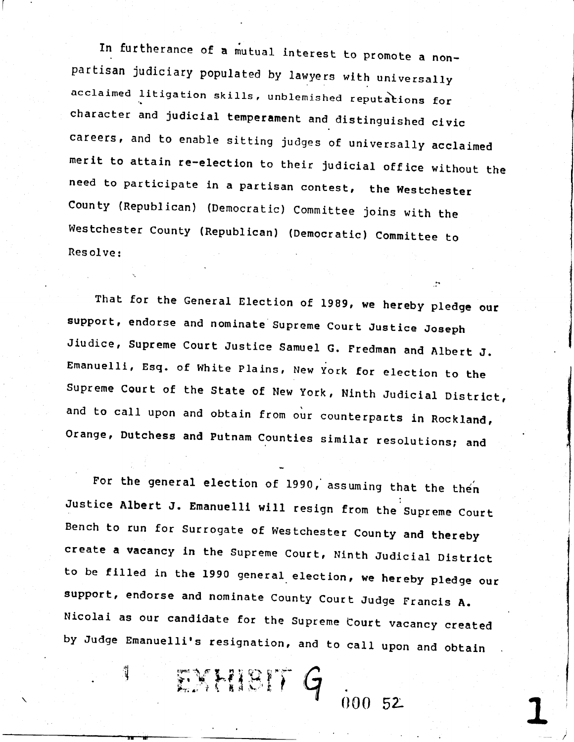In furtherance of a mutual interest to promote a non-partisan judiciary populated by lawyers with universally acclaimed litigation skills, unblemished reputations for character and judicial temperament and distinguished civic careers, and to enable sitting judges of universally acclaimed merit to attain re-election to their judicial office without the need to participate in a partisan contest, the Westchester County (Republican) (Democratic) Committee joins with the Westchester County (Republican) (Democratic) Committee to Resolve:

That for the General Election of 1989, we hereby pledge our support, endorse and nominate Supreme Court Justice Joseph Jiudice, Supreme Court Justice Samuel G. Fredman and Albert J. Emanuelli, Esq. of White Plains, New York for election to the Supreme Court of the State of New York, Ninth Judicial District, and to call upon and obtain from our counterparts in Rockland, Orange, Dutchess and Putnam Counties similar resolutions; and

For the general election of 1990, assuming that the then Justice Albert J. Emanuelli will resign from the Supreme Court Bench to run for Surrogate of Westchester County and thereby create a vacancy in the Supreme Court, Ninth Judicial District to be filled in the 1990 general election, we hereby pledge our support, endorse and nominate County Court Judge Francis A. Nicolai as our candidate for the Supreme Court vacancy created by Judge Emanuelli's resignation, and to call upon and obtain

EXHIBIT G

000 52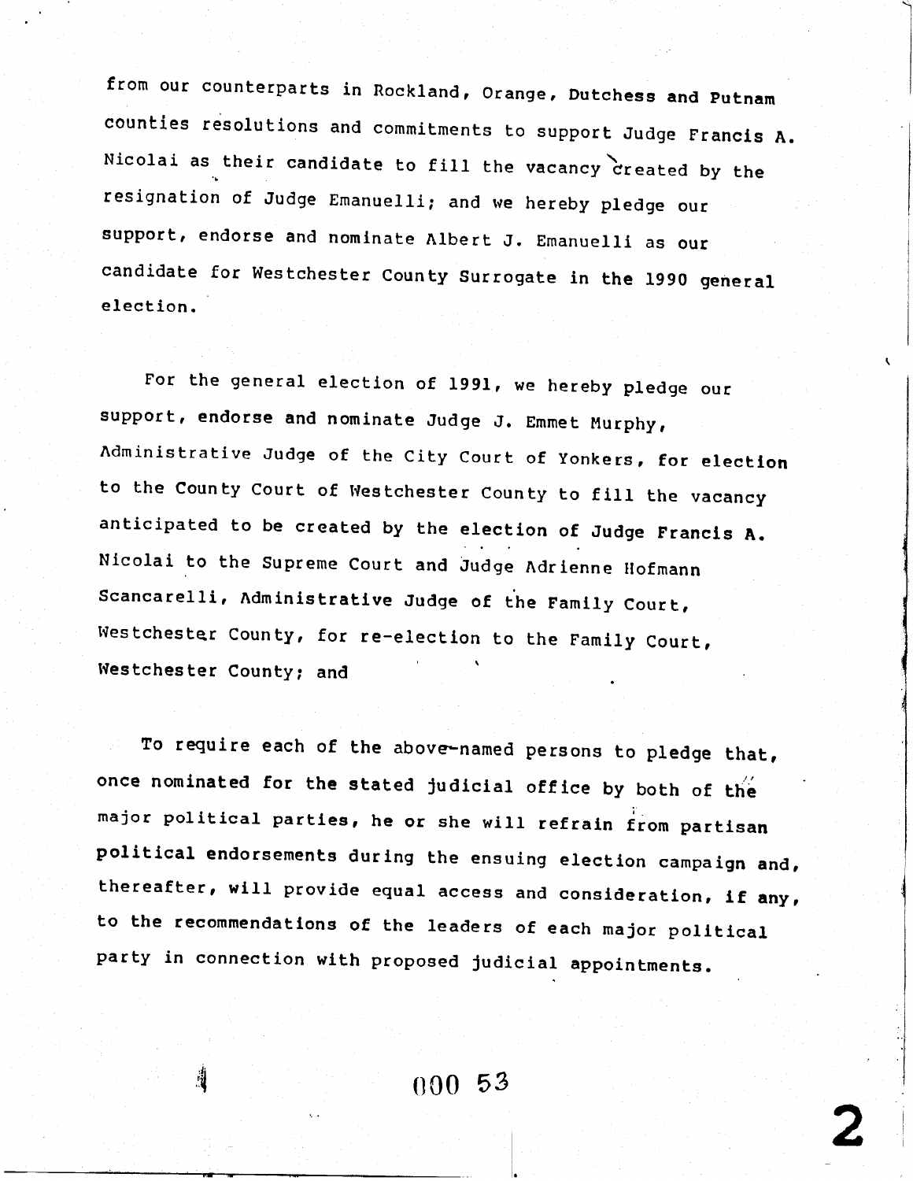from our counterparts in Rockland, Orange, Dutchess and Putnam counties resolutions and commitments to support Judge Francis A. Nicolai as their candidate to fill the vacancy created by the resignation of Judge Emanuelli; and we hereby pledge our support, endorse and nominate Albert J. Emanuelli as our candidate for Westchester County Surrogate in the 1990 general election.

For the general election of 1991, we hereby pledge our support, endorse and nominate Judge J. Emmet Murphy, Administrative Judge of the City Court of Yonkers, for election to the County Court of Westchester County to fill the vacancy anticipated to be created by the election of Judge Francis A. Nicolai to the Supreme Court and Judge Adrienne Hofmann Scancarelli, Administrative Judge of the Family Court, Westchester County, for re-election to the Family Court, Westchester County; and

To require each of the above-named persons to pledge that, once nominated for the stated judicial office by both of the major political parties, he or she will refrain from partisan political endorsements during the ensuing election campaign and, thereafter, will provide equal access and consideration, if any, to the recommendations of the leaders of each major political party in connection with proposed judicial appointments.

000 53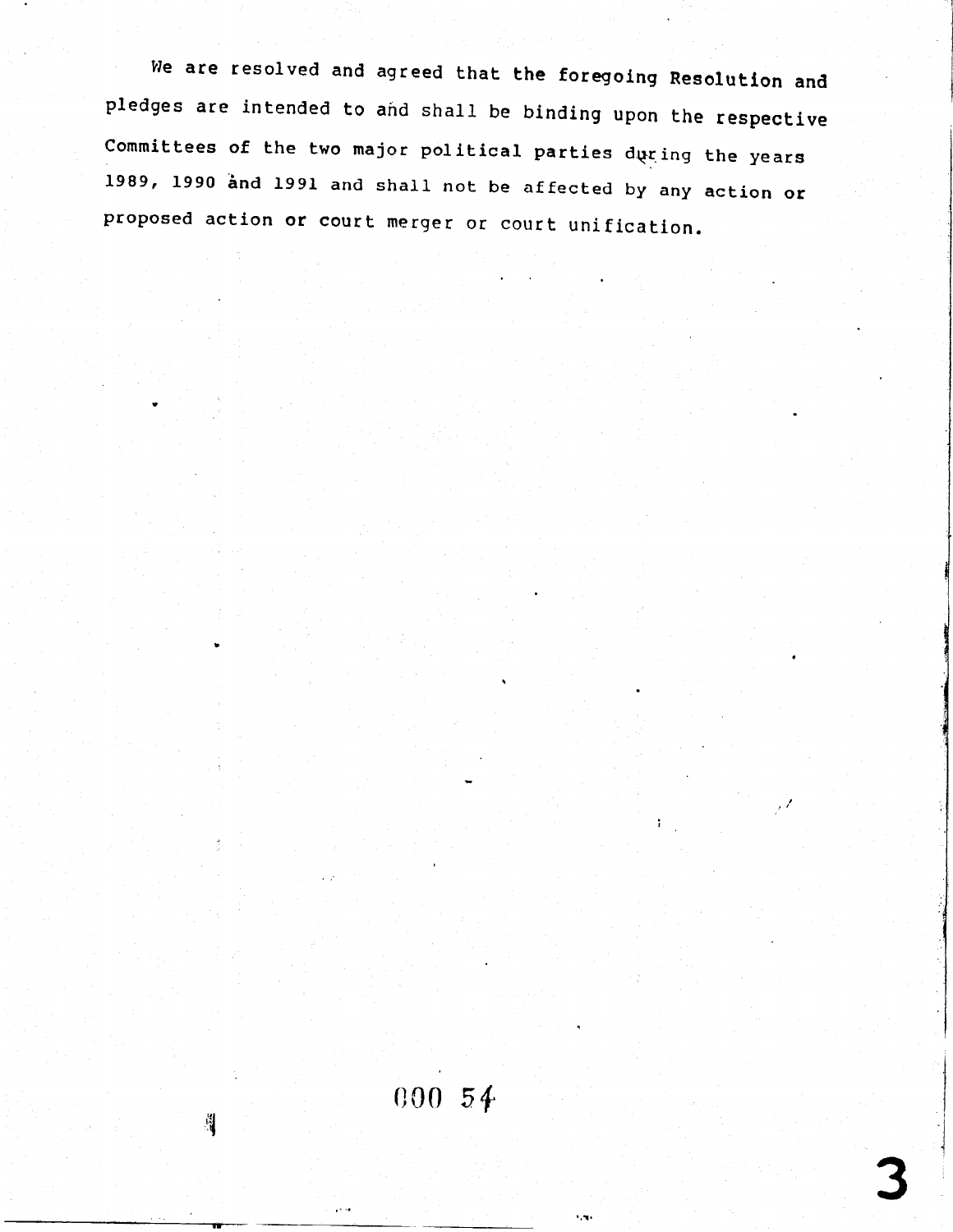We are resolved and agreed that the foregoing Resolution and pledges are intended to and shall be binding upon the respective Committees of the two major political parties during the years 1989, 1990 and 1991 and shall not be affected by any action or proposed action or court merger or court unification.

000 54